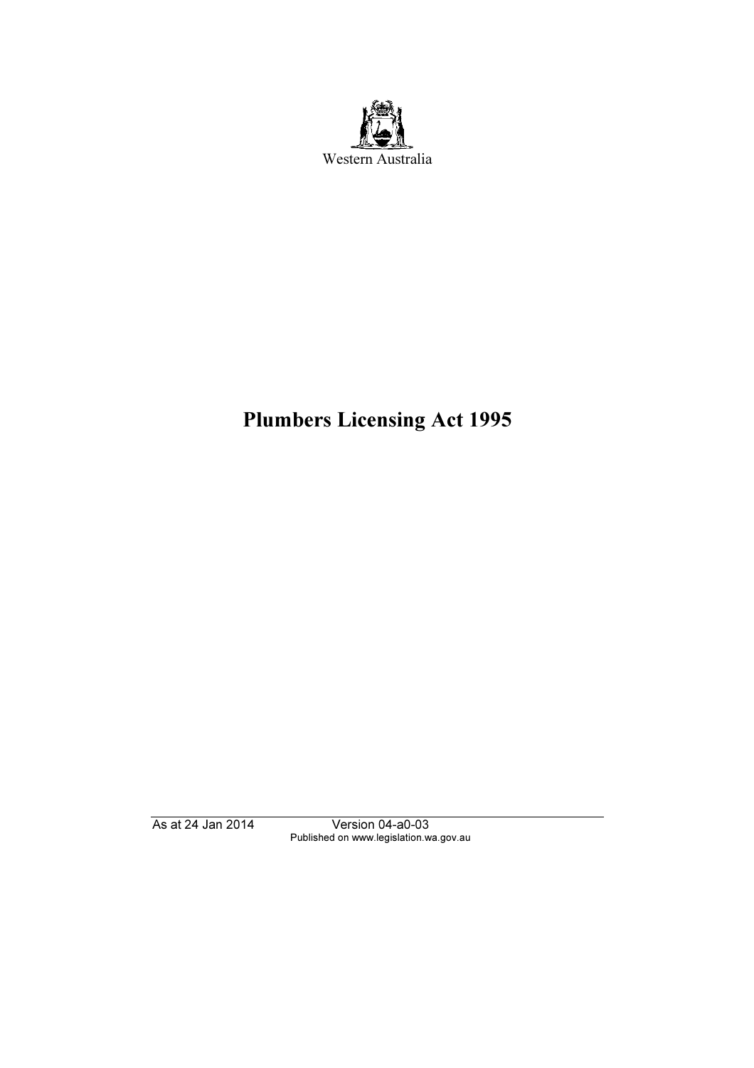Western Australia

# Plumbers Licensing Act 1995

As at 24 Jan 2014 Version 04-a0-03
Published on www.legislation.wa.gov.au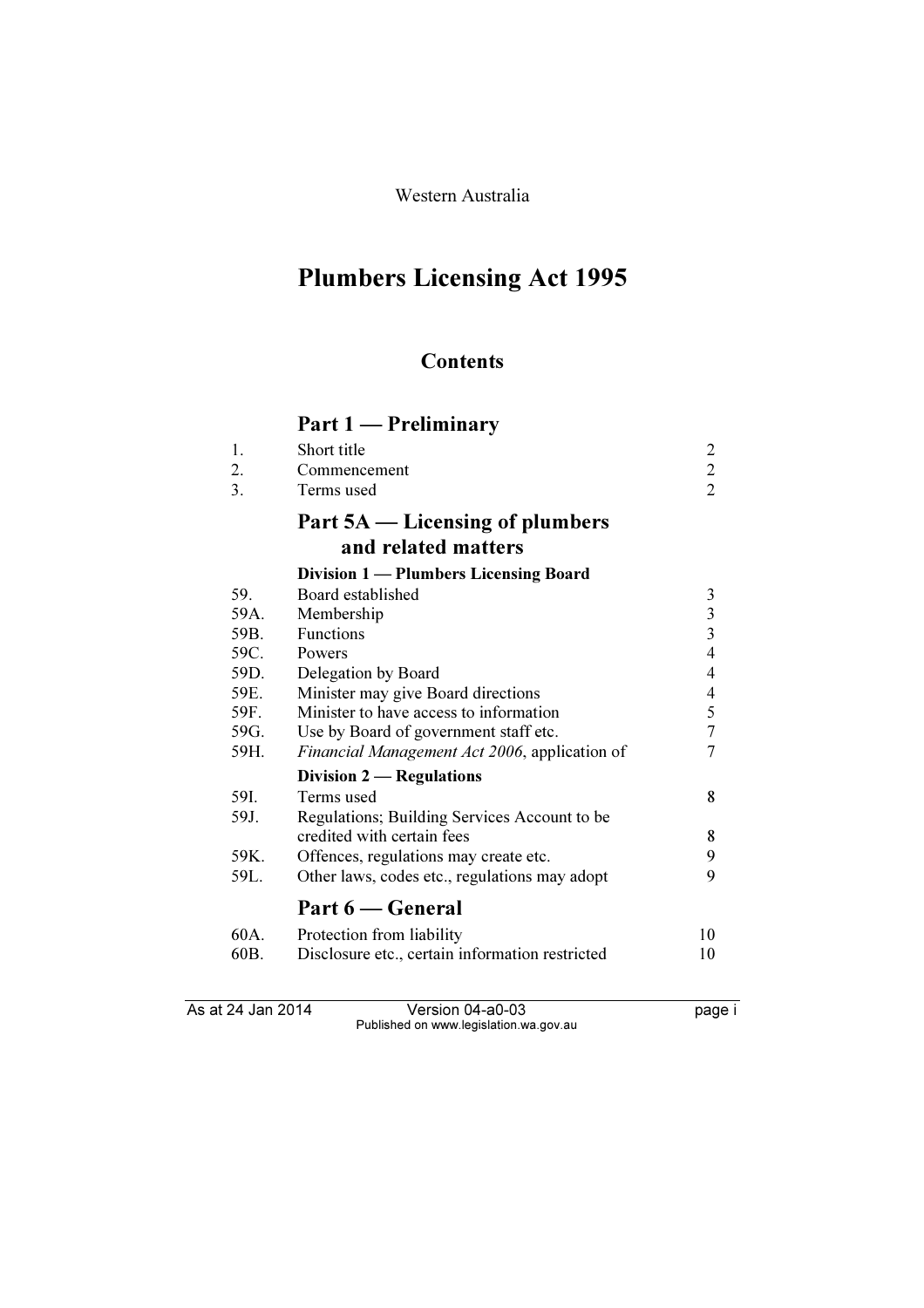Western Australia

# Plumbers Licensing Act 1995

## Contents

### Part 1 — Preliminary

| | | |
|---|---|---|
| 1. | Short title | 2 |
| 2. | Commencement | 2 |
| 3. | Terms used | 2 |

### Part 5A — Licensing of plumbers and related matters

**Division 1 — Plumbers Licensing Board**

| | | |
|---|---|---|
| 59. | Board established | 3 |
| 59A. | Membership | 3 |
| 59B. | Functions | 3 |
| 59C. | Powers | 4 |
| 59D. | Delegation by Board | 4 |
| 59E. | Minister may give Board directions | 4 |
| 59F. | Minister to have access to information | 5 |
| 59G. | Use by Board of government staff etc. | 7 |
| 59H. | *Financial Management Act 2006*, application of | 7 |

**Division 2 — Regulations**

| | | |
|---|---|---|
| 59I. | Terms used | 8 |
| 59J. | Regulations; Building Services Account to be credited with certain fees | 8 |
| 59K. | Offences, regulations may create etc. | 9 |
| 59L. | Other laws, codes etc., regulations may adopt | 9 |

### Part 6 — General

| | | |
|---|---|---|
| 60A. | Protection from liability | 10 |
| 60B. | Disclosure etc., certain information restricted | 10 |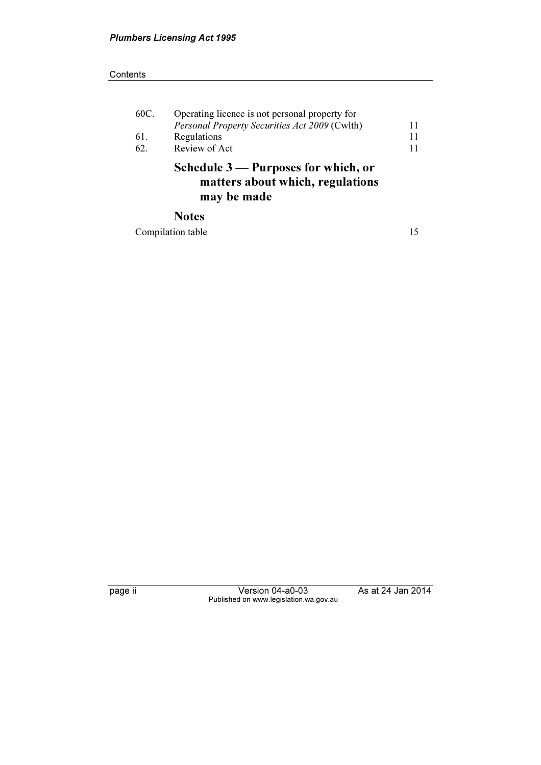| | | |
|---|---|---|
| 60C. | Operating licence is not personal property for *Personal Property Securities Act 2009* (Cwlth) | 11 |
| 61. | Regulations | 11 |
| 62. | Review of Act | 11 |

## Schedule 3 — Purposes for which, or matters about which, regulations may be made

## Notes

Compilation table 15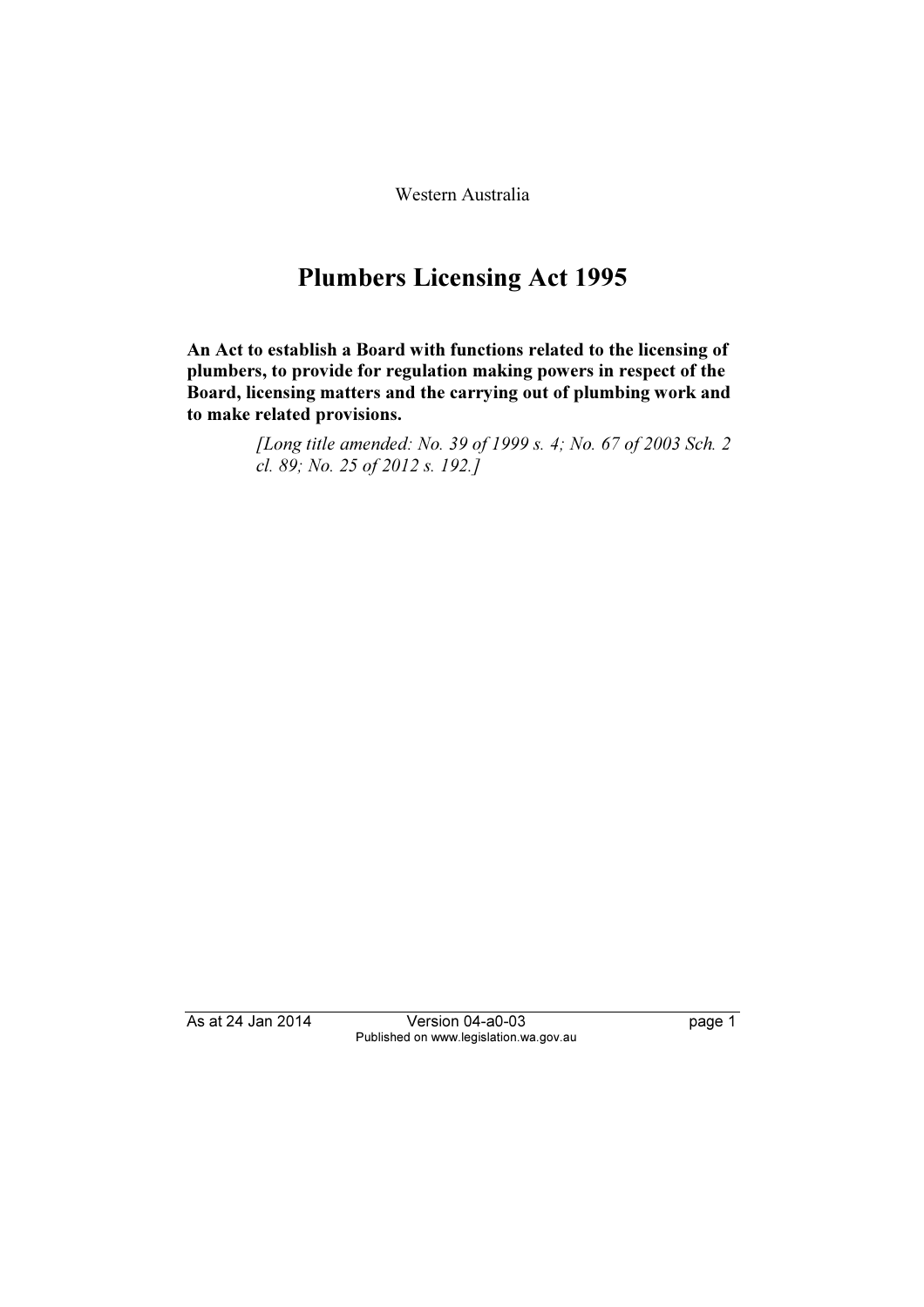Western Australia

# Plumbers Licensing Act 1995

**An Act to establish a Board with functions related to the licensing of plumbers, to provide for regulation making powers in respect of the Board, licensing matters and the carrying out of plumbing work and to make related provisions.**

> *[Long title amended: No. 39 of 1999 s. 4; No. 67 of 2003 Sch. 2 cl. 89; No. 25 of 2012 s. 192.]*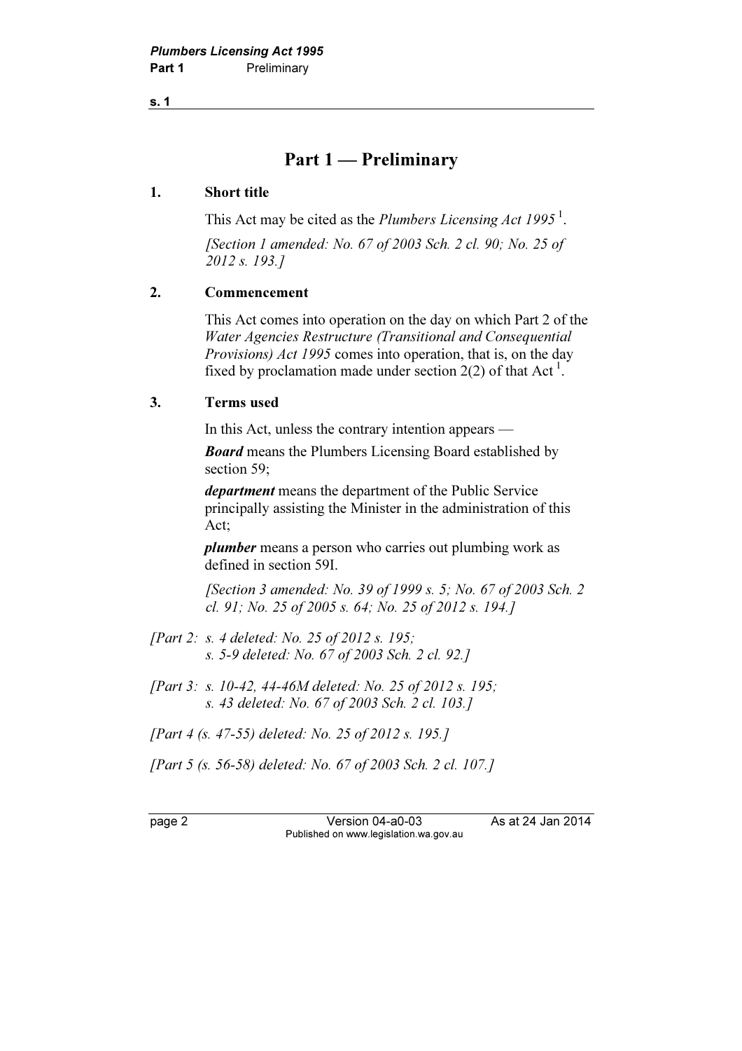# Part 1 — Preliminary

## 1. Short title

This Act may be cited as the *Plumbers Licensing Act 1995* [1].

*[Section 1 amended: No. 67 of 2003 Sch. 2 cl. 90; No. 25 of 2012 s. 193.]*

## 2. Commencement

This Act comes into operation on the day on which Part 2 of the *Water Agencies Restructure (Transitional and Consequential Provisions) Act 1995* comes into operation, that is, on the day fixed by proclamation made under section 2(2) of that Act [1].

## 3. Terms used

In this Act, unless the contrary intention appears —

***Board*** means the Plumbers Licensing Board established by section 59;

***department*** means the department of the Public Service principally assisting the Minister in the administration of this Act;

***plumber*** means a person who carries out plumbing work as defined in section 59I.

*[Section 3 amended: No. 39 of 1999 s. 5; No. 67 of 2003 Sch. 2 cl. 91; No. 25 of 2005 s. 64; No. 25 of 2012 s. 194.]*

*[Part 2: s. 4 deleted: No. 25 of 2012 s. 195; s. 5-9 deleted: No. 67 of 2003 Sch. 2 cl. 92.]*

*[Part 3: s. 10-42, 44-46M deleted: No. 25 of 2012 s. 195; s. 43 deleted: No. 67 of 2003 Sch. 2 cl. 103.]*

*[Part 4 (s. 47-55) deleted: No. 25 of 2012 s. 195.]*

*[Part 5 (s. 56-58) deleted: No. 67 of 2003 Sch. 2 cl. 107.]*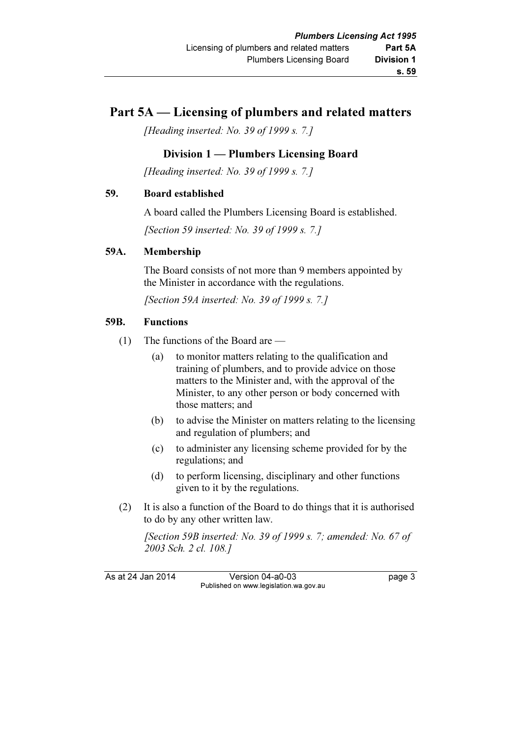# Part 5A — Licensing of plumbers and related matters

*[Heading inserted: No. 39 of 1999 s. 7.]*

## Division 1 — Plumbers Licensing Board

*[Heading inserted: No. 39 of 1999 s. 7.]*

### 59. Board established

A board called the Plumbers Licensing Board is established.

*[Section 59 inserted: No. 39 of 1999 s. 7.]*

### 59A. Membership

The Board consists of not more than 9 members appointed by the Minister in accordance with the regulations.

*[Section 59A inserted: No. 39 of 1999 s. 7.]*

### 59B. Functions

(1) The functions of the Board are —

- (a) to monitor matters relating to the qualification and training of plumbers, and to provide advice on those matters to the Minister and, with the approval of the Minister, to any other person or body concerned with those matters; and
- (b) to advise the Minister on matters relating to the licensing and regulation of plumbers; and
- (c) to administer any licensing scheme provided for by the regulations; and
- (d) to perform licensing, disciplinary and other functions given to it by the regulations.

(2) It is also a function of the Board to do things that it is authorised to do by any other written law.

*[Section 59B inserted: No. 39 of 1999 s. 7; amended: No. 67 of 2003 Sch. 2 cl. 108.]*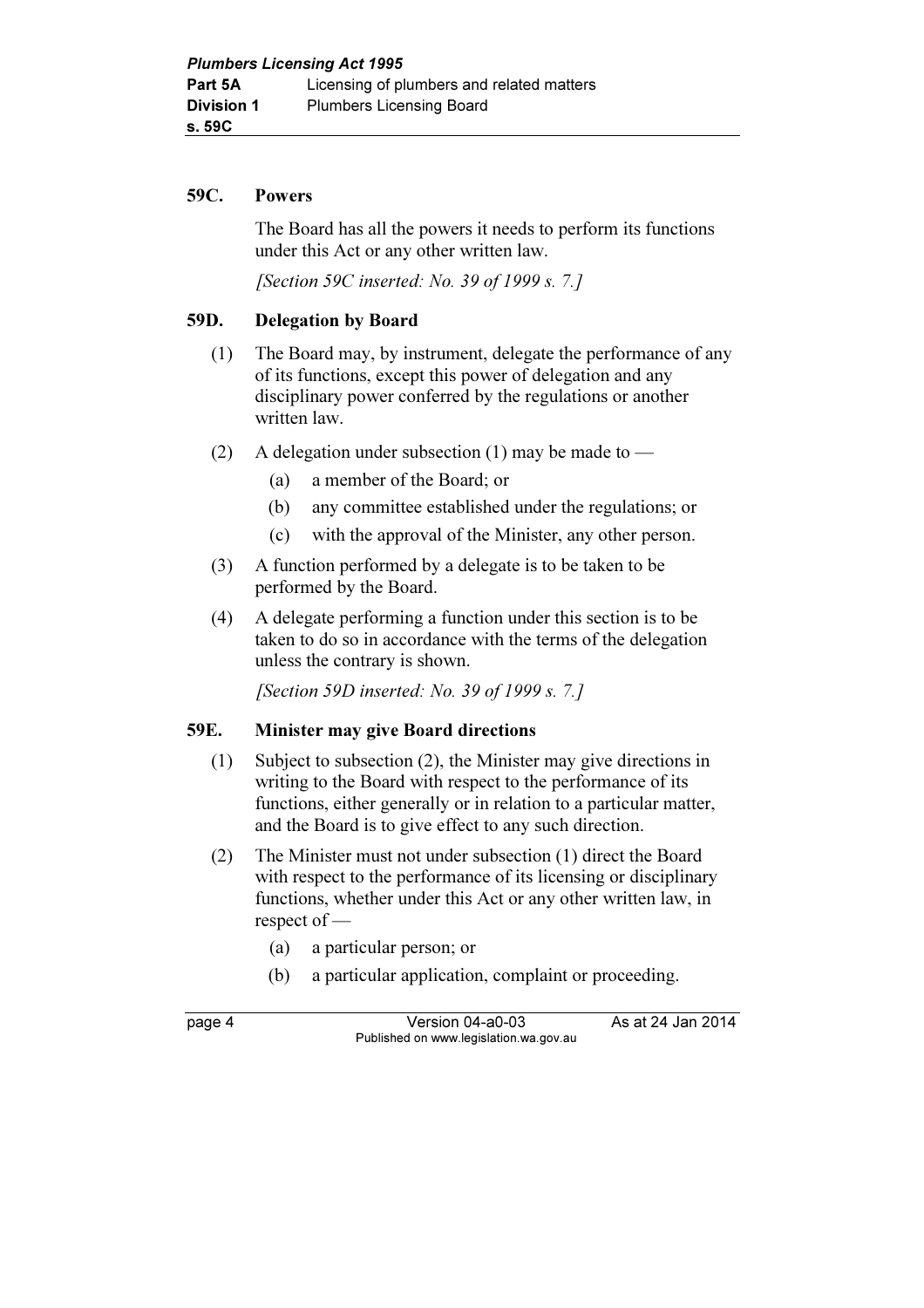## 59C. Powers

The Board has all the powers it needs to perform its functions under this Act or any other written law.

*[Section 59C inserted: No. 39 of 1999 s. 7.]*

## 59D. Delegation by Board

(1) The Board may, by instrument, delegate the performance of any of its functions, except this power of delegation and any disciplinary power conferred by the regulations or another written law.

(2) A delegation under subsection (1) may be made to —

(a) a member of the Board; or

(b) any committee established under the regulations; or

(c) with the approval of the Minister, any other person.

(3) A function performed by a delegate is to be taken to be performed by the Board.

(4) A delegate performing a function under this section is to be taken to do so in accordance with the terms of the delegation unless the contrary is shown.

*[Section 59D inserted: No. 39 of 1999 s. 7.]*

## 59E. Minister may give Board directions

(1) Subject to subsection (2), the Minister may give directions in writing to the Board with respect to the performance of its functions, either generally or in relation to a particular matter, and the Board is to give effect to any such direction.

(2) The Minister must not under subsection (1) direct the Board with respect to the performance of its licensing or disciplinary functions, whether under this Act or any other written law, in respect of —

(a) a particular person; or

(b) a particular application, complaint or proceeding.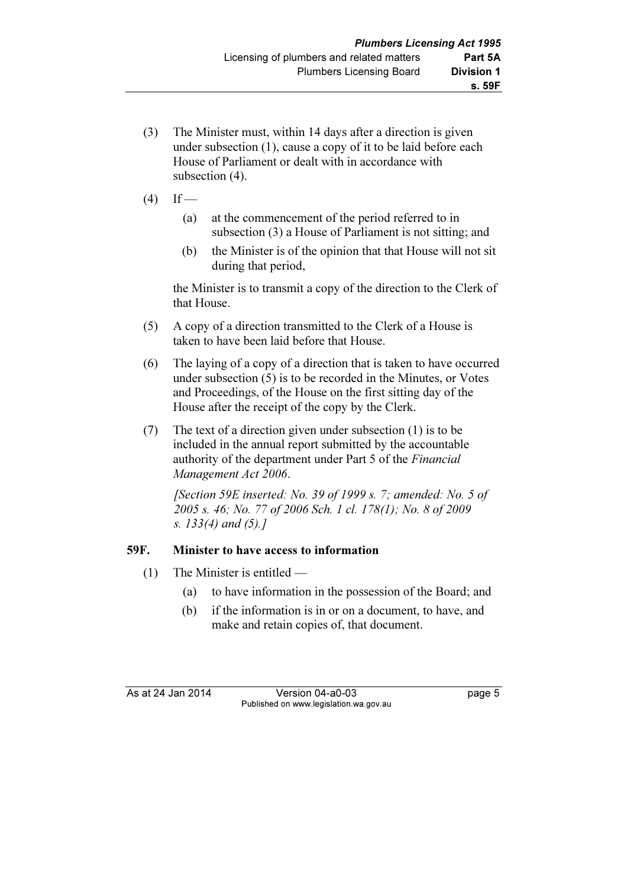(3) The Minister must, within 14 days after a direction is given under subsection (1), cause a copy of it to be laid before each House of Parliament or dealt with in accordance with subsection (4).

(4) If —

  (a) at the commencement of the period referred to in subsection (3) a House of Parliament is not sitting; and

  (b) the Minister is of the opinion that that House will not sit during that period,

the Minister is to transmit a copy of the direction to the Clerk of that House.

(5) A copy of a direction transmitted to the Clerk of a House is taken to have been laid before that House.

(6) The laying of a copy of a direction that is taken to have occurred under subsection (5) is to be recorded in the Minutes, or Votes and Proceedings, of the House on the first sitting day of the House after the receipt of the copy by the Clerk.

(7) The text of a direction given under subsection (1) is to be included in the annual report submitted by the accountable authority of the department under Part 5 of the *Financial Management Act 2006*.

*[Section 59E inserted: No. 39 of 1999 s. 7; amended: No. 5 of 2005 s. 46; No. 77 of 2006 Sch. 1 cl. 178(1); No. 8 of 2009 s. 133(4) and (5).]*

### 59F. Minister to have access to information

(1) The Minister is entitled —

  (a) to have information in the possession of the Board; and

  (b) if the information is in or on a document, to have, and make and retain copies of, that document.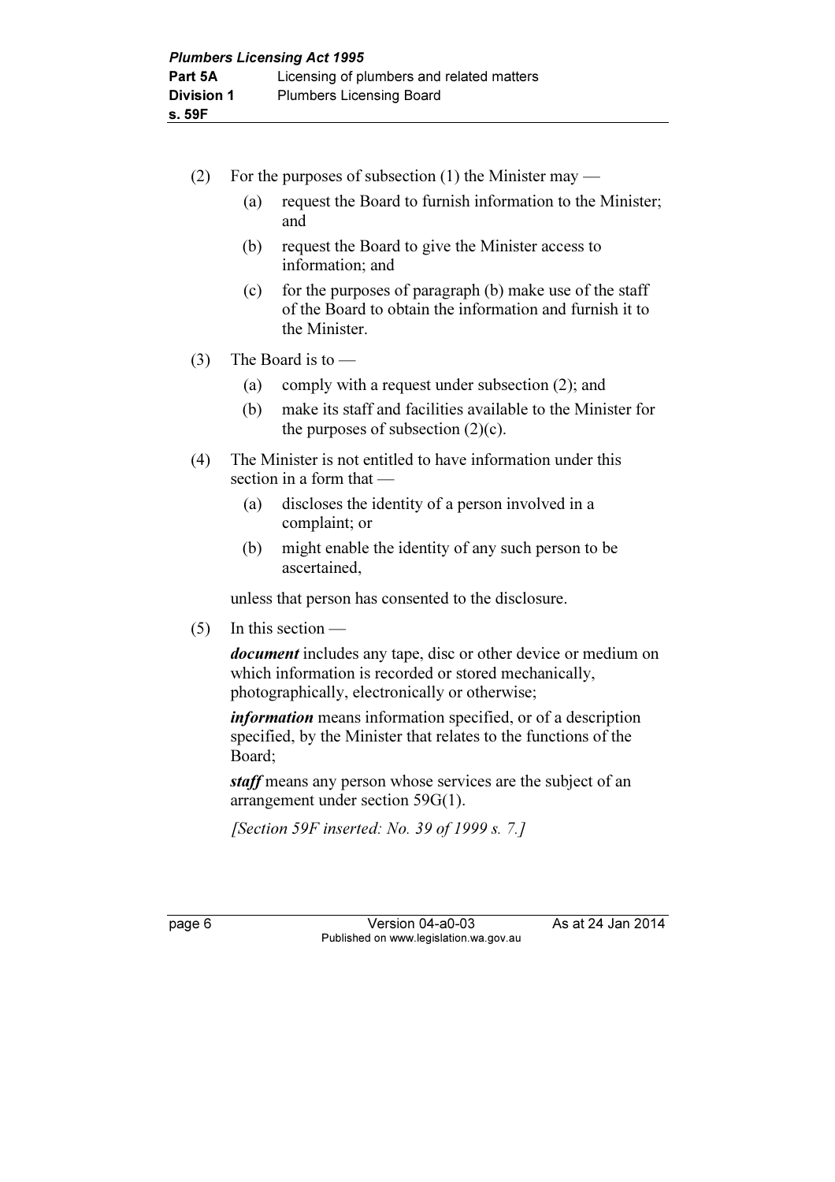(2) For the purposes of subsection (1) the Minister may —

  (a) request the Board to furnish information to the Minister; and

  (b) request the Board to give the Minister access to information; and

  (c) for the purposes of paragraph (b) make use of the staff of the Board to obtain the information and furnish it to the Minister.

(3) The Board is to —

  (a) comply with a request under subsection (2); and

  (b) make its staff and facilities available to the Minister for the purposes of subsection (2)(c).

(4) The Minister is not entitled to have information under this section in a form that —

  (a) discloses the identity of a person involved in a complaint; or

  (b) might enable the identity of any such person to be ascertained,

unless that person has consented to the disclosure.

(5) In this section —

***document*** includes any tape, disc or other device or medium on which information is recorded or stored mechanically, photographically, electronically or otherwise;

***information*** means information specified, or of a description specified, by the Minister that relates to the functions of the Board;

***staff*** means any person whose services are the subject of an arrangement under section 59G(1).

*[Section 59F inserted: No. 39 of 1999 s. 7.]*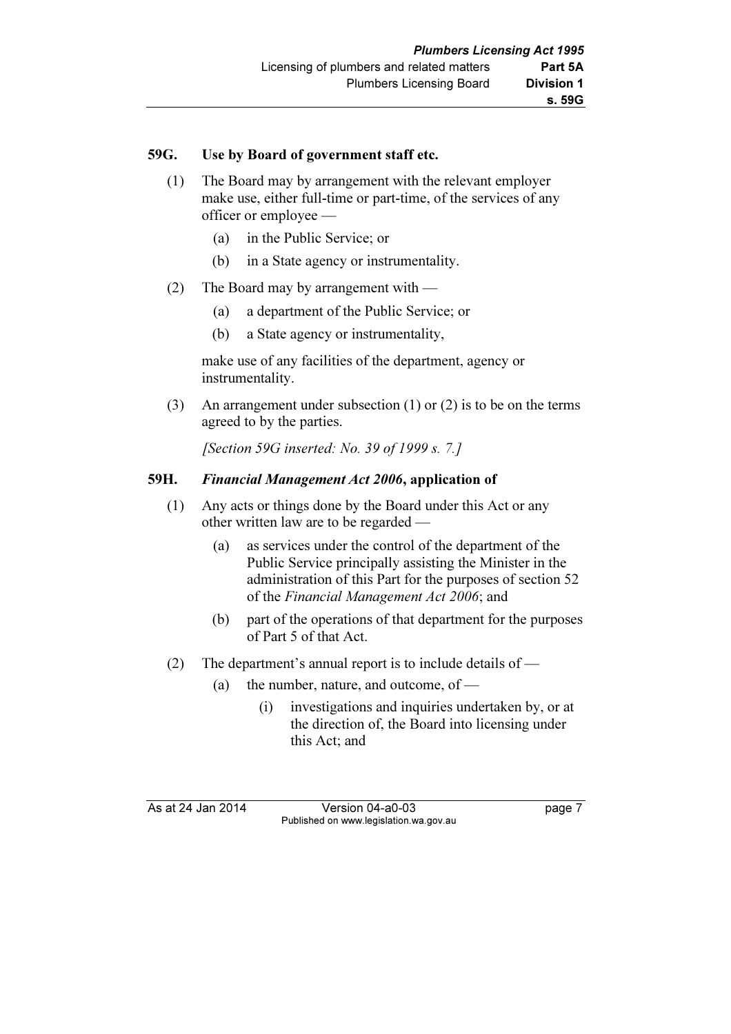## 59G. Use by Board of government staff etc.

(1) The Board may by arrangement with the relevant employer make use, either full-time or part-time, of the services of any officer or employee —

(a) in the Public Service; or

(b) in a State agency or instrumentality.

(2) The Board may by arrangement with —

(a) a department of the Public Service; or

(b) a State agency or instrumentality,

make use of any facilities of the department, agency or instrumentality.

(3) An arrangement under subsection (1) or (2) is to be on the terms agreed to by the parties.

*[Section 59G inserted: No. 39 of 1999 s. 7.]*

## 59H. *Financial Management Act 2006*, application of

(1) Any acts or things done by the Board under this Act or any other written law are to be regarded —

(a) as services under the control of the department of the Public Service principally assisting the Minister in the administration of this Part for the purposes of section 52 of the *Financial Management Act 2006*; and

(b) part of the operations of that department for the purposes of Part 5 of that Act.

(2) The department's annual report is to include details of —

(a) the number, nature, and outcome, of —

(i) investigations and inquiries undertaken by, or at the direction of, the Board into licensing under this Act; and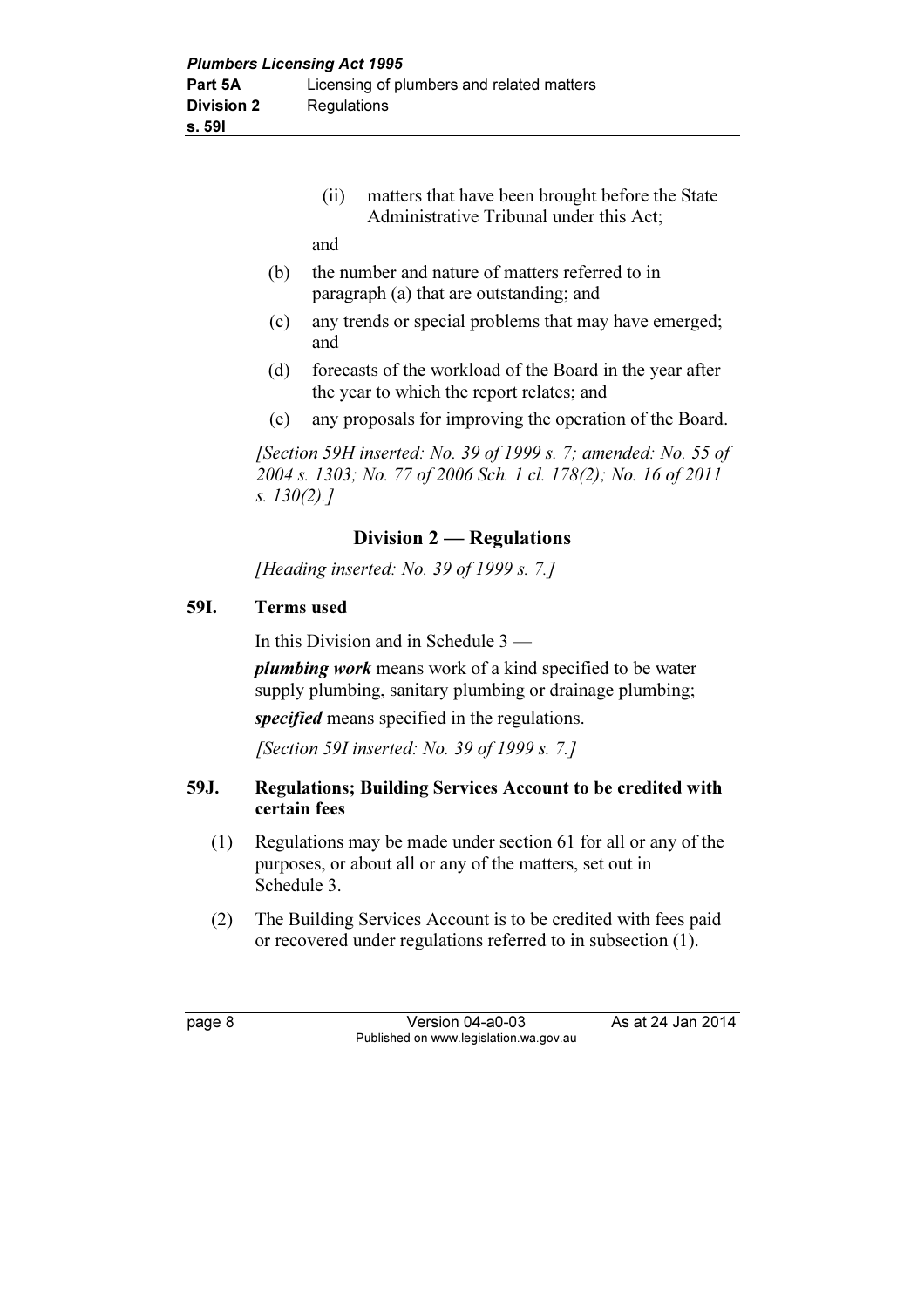(ii) matters that have been brought before the State Administrative Tribunal under this Act;

and

(b) the number and nature of matters referred to in paragraph (a) that are outstanding; and

(c) any trends or special problems that may have emerged; and

(d) forecasts of the workload of the Board in the year after the year to which the report relates; and

(e) any proposals for improving the operation of the Board.

*[Section 59H inserted: No. 39 of 1999 s. 7; amended: No. 55 of 2004 s. 1303; No. 77 of 2006 Sch. 1 cl. 178(2); No. 16 of 2011 s. 130(2).]*

## Division 2 — Regulations

*[Heading inserted: No. 39 of 1999 s. 7.]*

### 59I. Terms used

In this Division and in Schedule 3 —

***plumbing work*** means work of a kind specified to be water supply plumbing, sanitary plumbing or drainage plumbing;

***specified*** means specified in the regulations.

*[Section 59I inserted: No. 39 of 1999 s. 7.]*

### 59J. Regulations; Building Services Account to be credited with certain fees

(1) Regulations may be made under section 61 for all or any of the purposes, or about all or any of the matters, set out in Schedule 3.

(2) The Building Services Account is to be credited with fees paid or recovered under regulations referred to in subsection (1).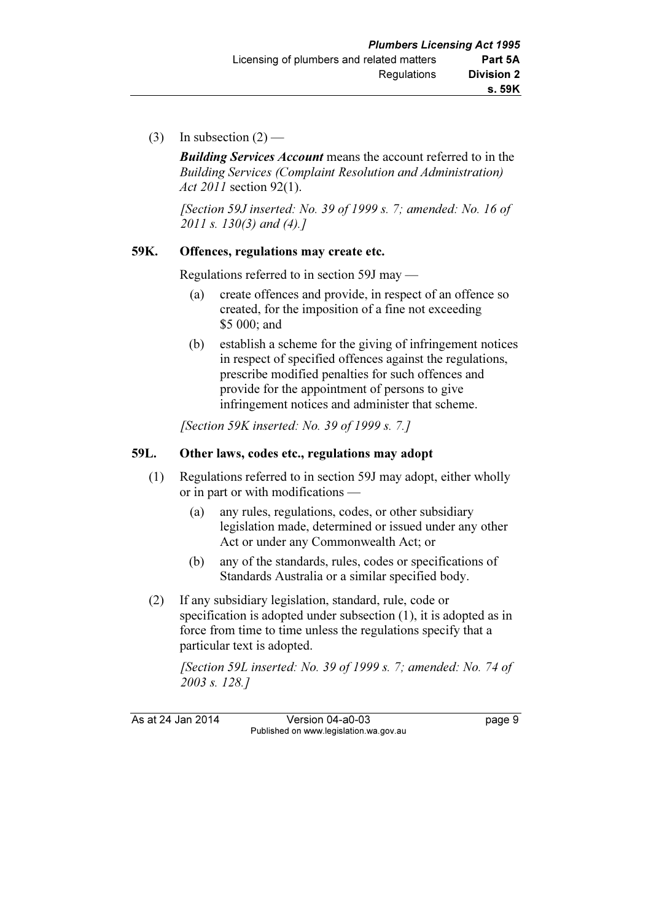(3) In subsection (2) —

***Building Services Account*** means the account referred to in the *Building Services (Complaint Resolution and Administration) Act 2011* section 92(1).

*[Section 59J inserted: No. 39 of 1999 s. 7; amended: No. 16 of 2011 s. 130(3) and (4).]*

### 59K. Offences, regulations may create etc.

Regulations referred to in section 59J may —

(a) create offences and provide, in respect of an offence so created, for the imposition of a fine not exceeding $5 000; and

(b) establish a scheme for the giving of infringement notices in respect of specified offences against the regulations, prescribe modified penalties for such offences and provide for the appointment of persons to give infringement notices and administer that scheme.

*[Section 59K inserted: No. 39 of 1999 s. 7.]*

### 59L. Other laws, codes etc., regulations may adopt

(1) Regulations referred to in section 59J may adopt, either wholly or in part or with modifications —

(a) any rules, regulations, codes, or other subsidiary legislation made, determined or issued under any other Act or under any Commonwealth Act; or

(b) any of the standards, rules, codes or specifications of Standards Australia or a similar specified body.

(2) If any subsidiary legislation, standard, rule, code or specification is adopted under subsection (1), it is adopted as in force from time to time unless the regulations specify that a particular text is adopted.

*[Section 59L inserted: No. 39 of 1999 s. 7; amended: No. 74 of 2003 s. 128.]*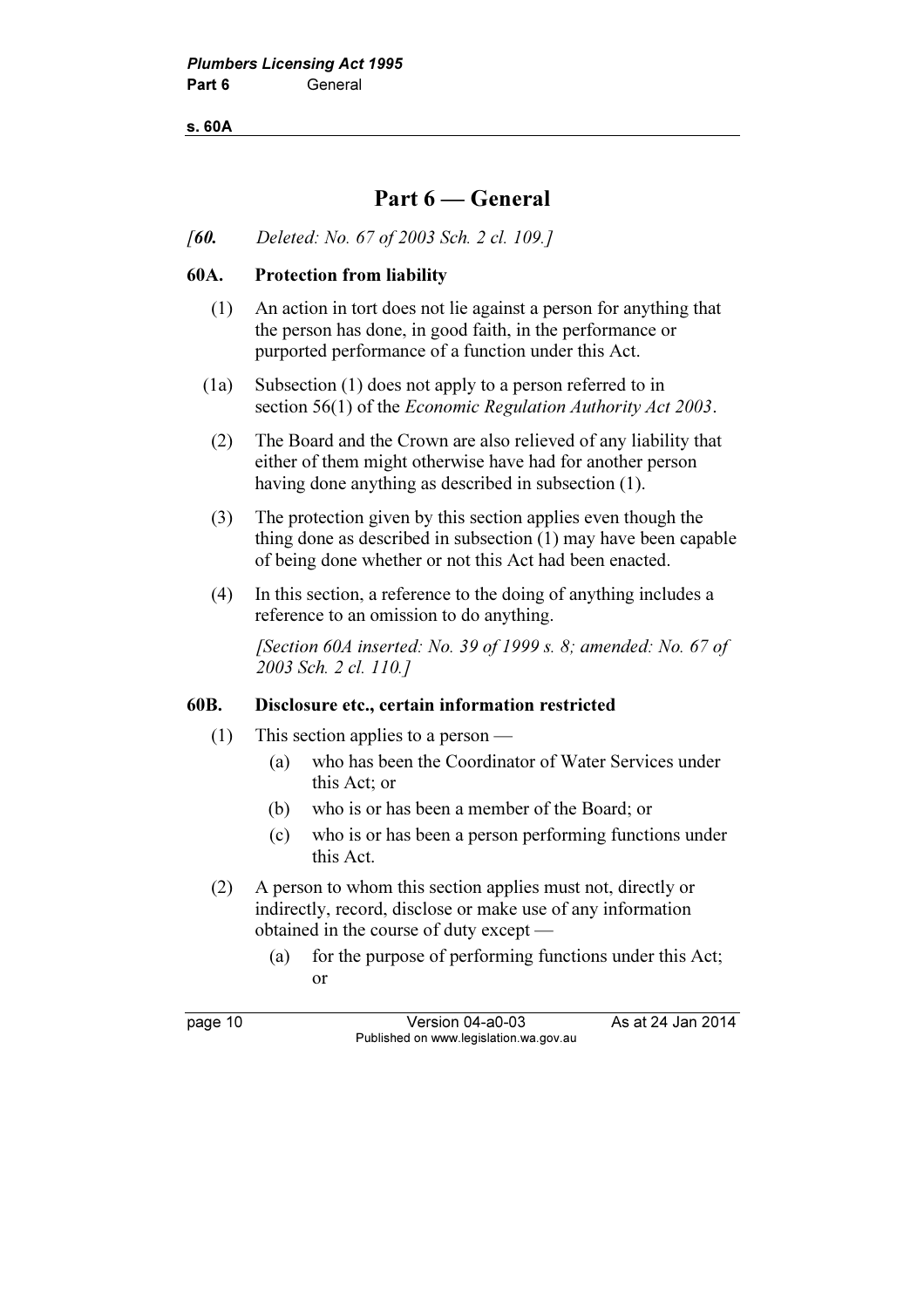# Part 6 — General

*[60. Deleted: No. 67 of 2003 Sch. 2 cl. 109.]*

## 60A. Protection from liability

(1) An action in tort does not lie against a person for anything that the person has done, in good faith, in the performance or purported performance of a function under this Act.

(1a) Subsection (1) does not apply to a person referred to in section 56(1) of the *Economic Regulation Authority Act 2003*.

(2) The Board and the Crown are also relieved of any liability that either of them might otherwise have had for another person having done anything as described in subsection (1).

(3) The protection given by this section applies even though the thing done as described in subsection (1) may have been capable of being done whether or not this Act had been enacted.

(4) In this section, a reference to the doing of anything includes a reference to an omission to do anything.

*[Section 60A inserted: No. 39 of 1999 s. 8; amended: No. 67 of 2003 Sch. 2 cl. 110.]*

## 60B. Disclosure etc., certain information restricted

(1) This section applies to a person —

(a) who has been the Coordinator of Water Services under this Act; or

(b) who is or has been a member of the Board; or

(c) who is or has been a person performing functions under this Act.

(2) A person to whom this section applies must not, directly or indirectly, record, disclose or make use of any information obtained in the course of duty except —

(a) for the purpose of performing functions under this Act; or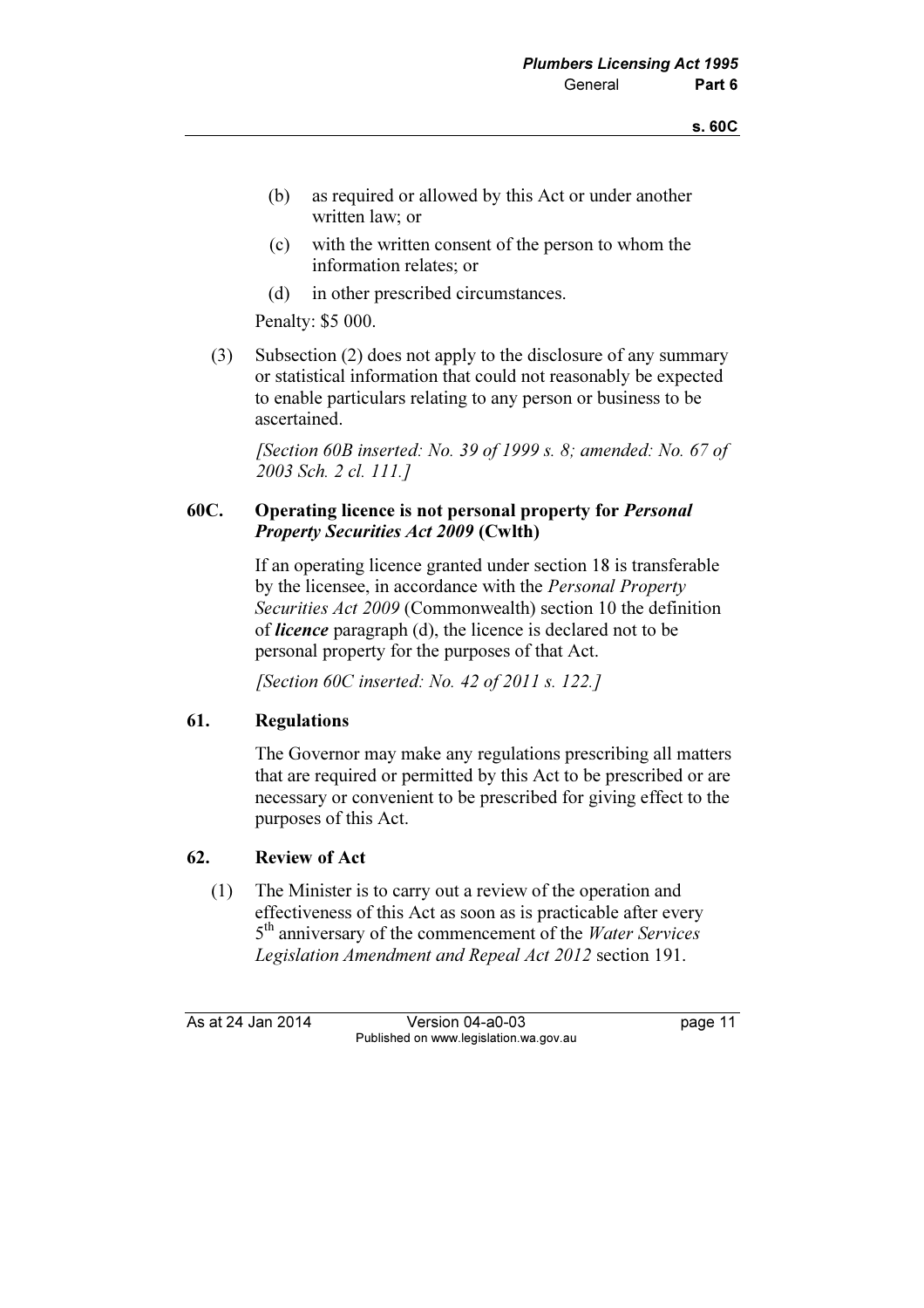(b) as required or allowed by this Act or under another written law; or

(c) with the written consent of the person to whom the information relates; or

(d) in other prescribed circumstances.

Penalty: $5 000.

(3) Subsection (2) does not apply to the disclosure of any summary or statistical information that could not reasonably be expected to enable particulars relating to any person or business to be ascertained.

*[Section 60B inserted: No. 39 of 1999 s. 8; amended: No. 67 of 2003 Sch. 2 cl. 111.]*

### 60C. Operating licence is not personal property for *Personal Property Securities Act 2009* (Cwlth)

If an operating licence granted under section 18 is transferable by the licensee, in accordance with the *Personal Property Securities Act 2009* (Commonwealth) section 10 the definition of ***licence*** paragraph (d), the licence is declared not to be personal property for the purposes of that Act.

*[Section 60C inserted: No. 42 of 2011 s. 122.]*

### 61. Regulations

The Governor may make any regulations prescribing all matters that are required or permitted by this Act to be prescribed or are necessary or convenient to be prescribed for giving effect to the purposes of this Act.

### 62. Review of Act

(1) The Minister is to carry out a review of the operation and effectiveness of this Act as soon as is practicable after every 5th anniversary of the commencement of the *Water Services Legislation Amendment and Repeal Act 2012* section 191.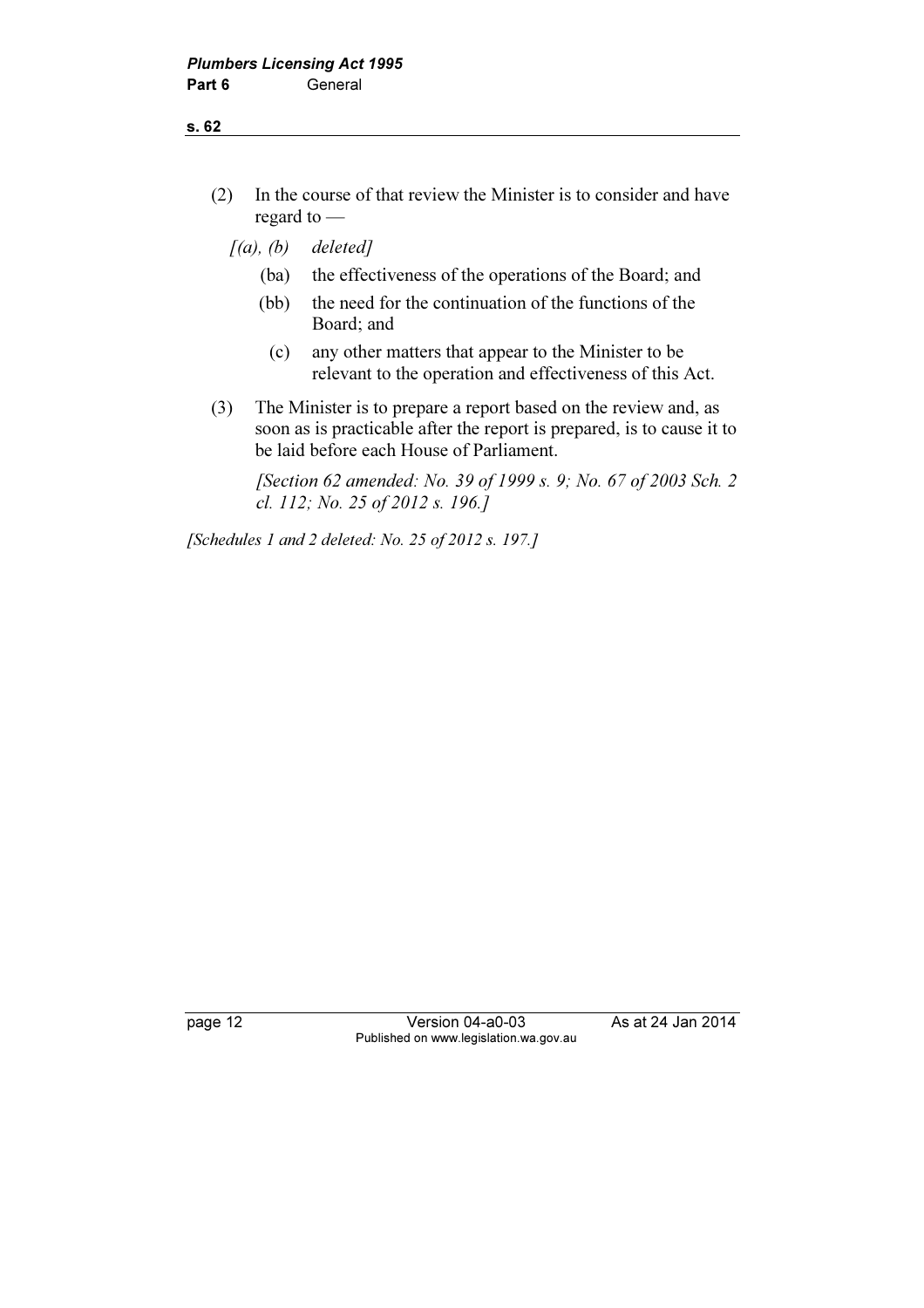(2) In the course of that review the Minister is to consider and have regard to —

*[(a), (b) deleted]*

(ba) the effectiveness of the operations of the Board; and

(bb) the need for the continuation of the functions of the Board; and

(c) any other matters that appear to the Minister to be relevant to the operation and effectiveness of this Act.

(3) The Minister is to prepare a report based on the review and, as soon as is practicable after the report is prepared, is to cause it to be laid before each House of Parliament.

*[Section 62 amended: No. 39 of 1999 s. 9; No. 67 of 2003 Sch. 2 cl. 112; No. 25 of 2012 s. 196.]*

*[Schedules 1 and 2 deleted: No. 25 of 2012 s. 197.]*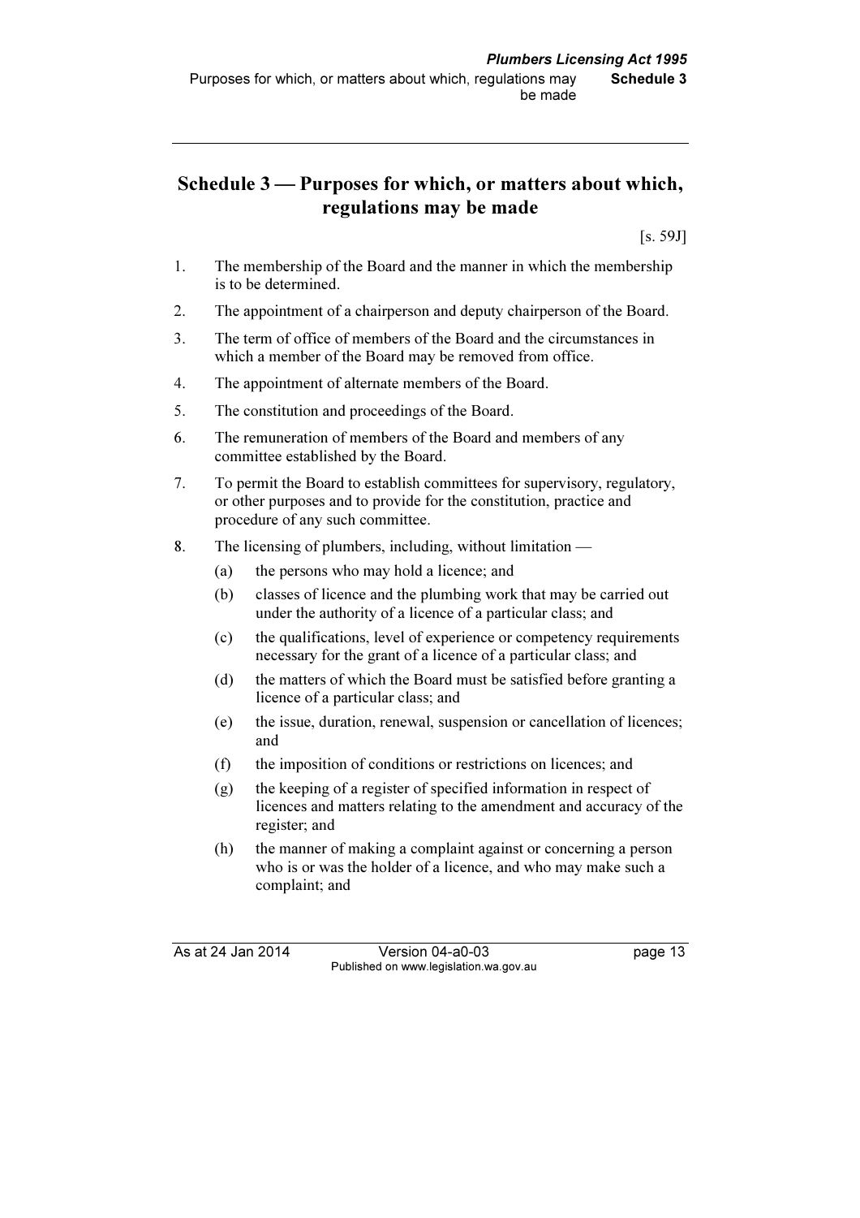## Schedule 3 — Purposes for which, or matters about which, regulations may be made

[s. 59J]

1. The membership of the Board and the manner in which the membership is to be determined.
2. The appointment of a chairperson and deputy chairperson of the Board.
3. The term of office of members of the Board and the circumstances in which a member of the Board may be removed from office.
4. The appointment of alternate members of the Board.
5. The constitution and proceedings of the Board.
6. The remuneration of members of the Board and members of any committee established by the Board.
7. To permit the Board to establish committees for supervisory, regulatory, or other purposes and to provide for the constitution, practice and procedure of any such committee.
8. The licensing of plumbers, including, without limitation —
   - (a) the persons who may hold a licence; and
   - (b) classes of licence and the plumbing work that may be carried out under the authority of a licence of a particular class; and
   - (c) the qualifications, level of experience or competency requirements necessary for the grant of a licence of a particular class; and
   - (d) the matters of which the Board must be satisfied before granting a licence of a particular class; and
   - (e) the issue, duration, renewal, suspension or cancellation of licences; and
   - (f) the imposition of conditions or restrictions on licences; and
   - (g) the keeping of a register of specified information in respect of licences and matters relating to the amendment and accuracy of the register; and
   - (h) the manner of making a complaint against or concerning a person who is or was the holder of a licence, and who may make such a complaint; and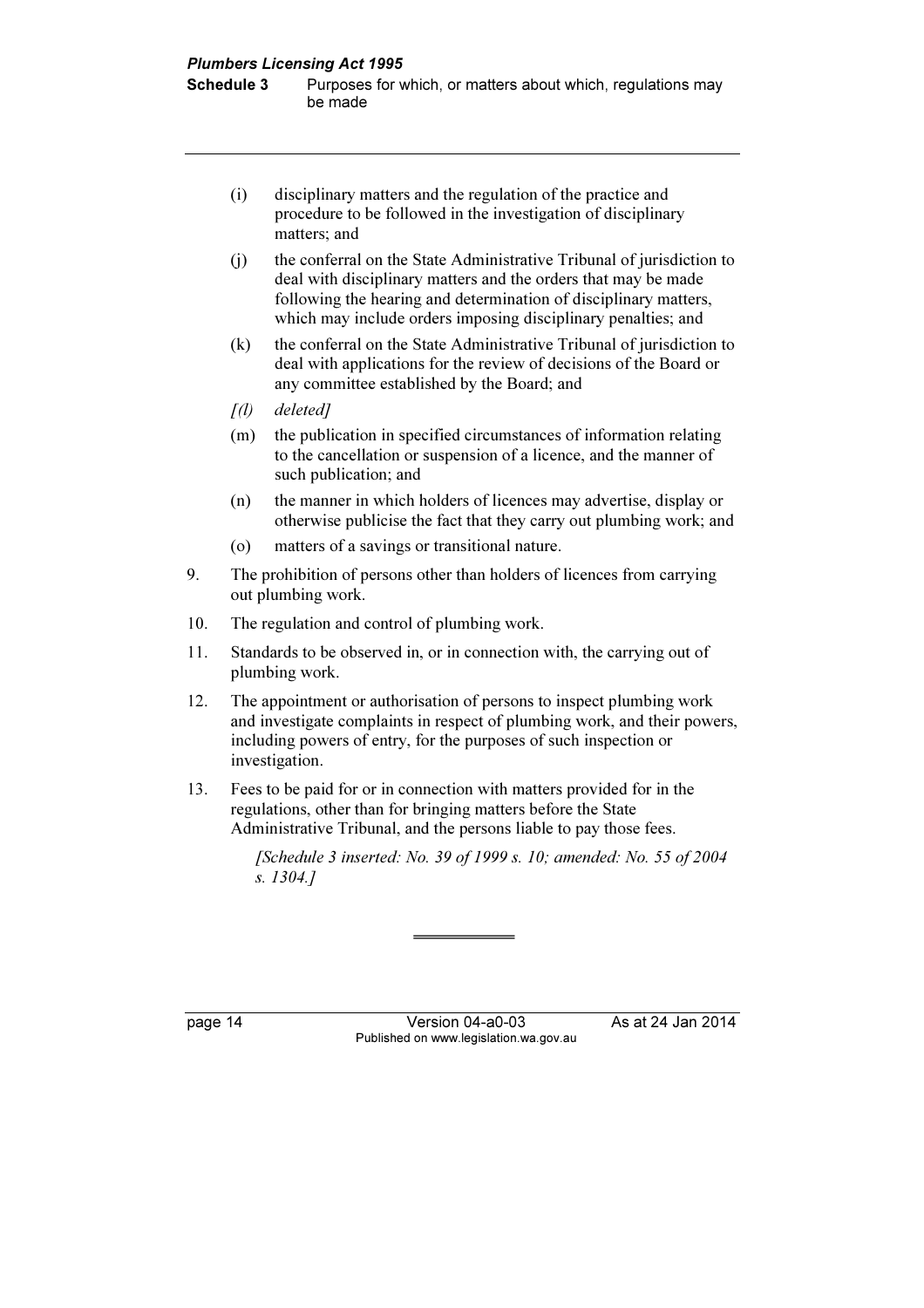(i) disciplinary matters and the regulation of the practice and procedure to be followed in the investigation of disciplinary matters; and

(j) the conferral on the State Administrative Tribunal of jurisdiction to deal with disciplinary matters and the orders that may be made following the hearing and determination of disciplinary matters, which may include orders imposing disciplinary penalties; and

(k) the conferral on the State Administrative Tribunal of jurisdiction to deal with applications for the review of decisions of the Board or any committee established by the Board; and

*[(l) deleted]*

(m) the publication in specified circumstances of information relating to the cancellation or suspension of a licence, and the manner of such publication; and

(n) the manner in which holders of licences may advertise, display or otherwise publicise the fact that they carry out plumbing work; and

(o) matters of a savings or transitional nature.

9. The prohibition of persons other than holders of licences from carrying out plumbing work.

10. The regulation and control of plumbing work.

11. Standards to be observed in, or in connection with, the carrying out of plumbing work.

12. The appointment or authorisation of persons to inspect plumbing work and investigate complaints in respect of plumbing work, and their powers, including powers of entry, for the purposes of such inspection or investigation.

13. Fees to be paid for or in connection with matters provided for in the regulations, other than for bringing matters before the State Administrative Tribunal, and the persons liable to pay those fees.

*[Schedule 3 inserted: No. 39 of 1999 s. 10; amended: No. 55 of 2004 s. 1304.]*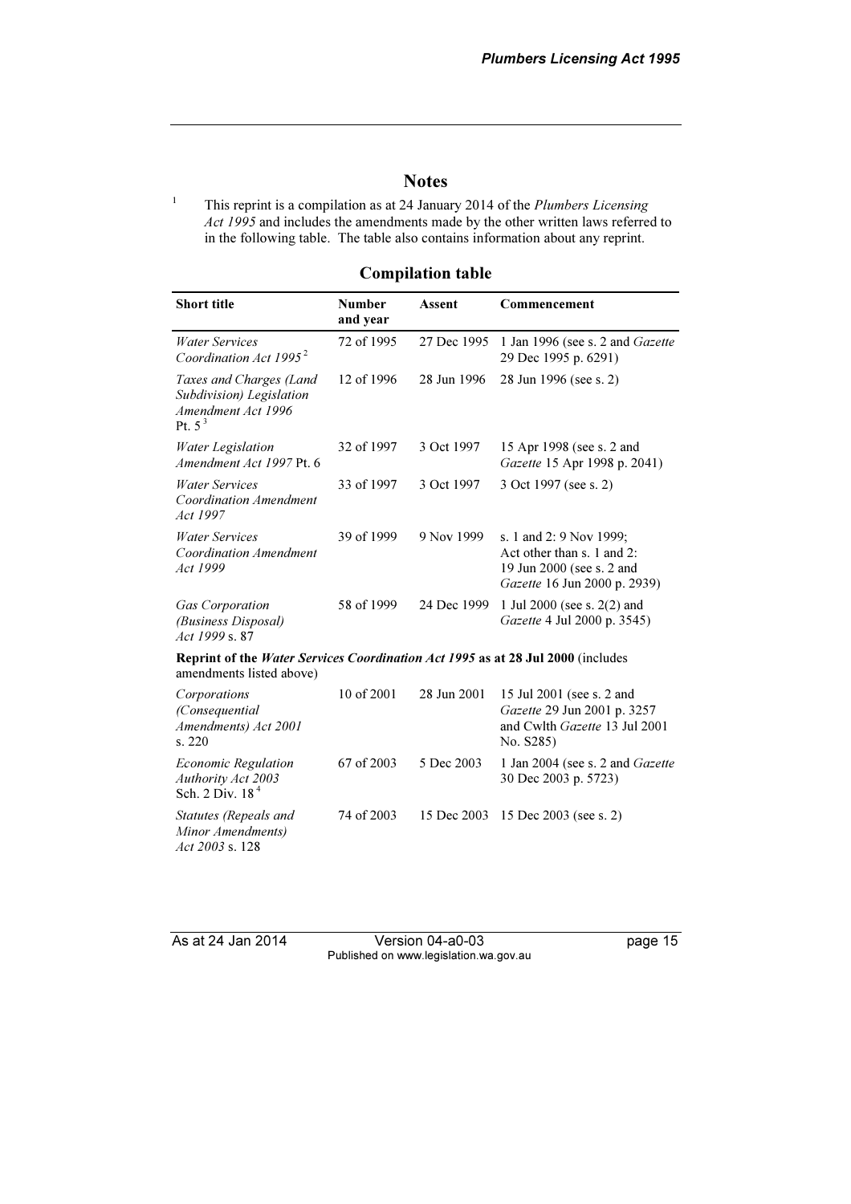## Notes

[1] This reprint is a compilation as at 24 January 2014 of the *Plumbers Licensing Act 1995* and includes the amendments made by the other written laws referred to in the following table. The table also contains information about any reprint.

### Compilation table

| Short title | Number and year | Assent | Commencement |
|---|---|---|---|
| *Water Services Coordination Act 1995* [2] | 72 of 1995 | 27 Dec 1995 | 1 Jan 1996 (see s. 2 and *Gazette* 29 Dec 1995 p. 6291) |
| *Taxes and Charges (Land Subdivision) Legislation Amendment Act 1996* Pt. 5 [3] | 12 of 1996 | 28 Jun 1996 | 28 Jun 1996 (see s. 2) |
| *Water Legislation Amendment Act 1997* Pt. 6 | 32 of 1997 | 3 Oct 1997 | 15 Apr 1998 (see s. 2 and *Gazette* 15 Apr 1998 p. 2041) |
| *Water Services Coordination Amendment Act 1997* | 33 of 1997 | 3 Oct 1997 | 3 Oct 1997 (see s. 2) |
| *Water Services Coordination Amendment Act 1999* | 39 of 1999 | 9 Nov 1999 | s. 1 and 2: 9 Nov 1999; Act other than s. 1 and 2: 19 Jun 2000 (see s. 2 and *Gazette* 16 Jun 2000 p. 2939) |
| *Gas Corporation (Business Disposal) Act 1999* s. 87 | 58 of 1999 | 24 Dec 1999 | 1 Jul 2000 (see s. 2(2) and *Gazette* 4 Jul 2000 p. 3545) |
| **Reprint of the *Water Services Coordination Act 1995* as at 28 Jul 2000** (includes amendments listed above) | | | |
| *Corporations (Consequential Amendments) Act 2001* s. 220 | 10 of 2001 | 28 Jun 2001 | 15 Jul 2001 (see s. 2 and *Gazette* 29 Jun 2001 p. 3257 and Cwlth *Gazette* 13 Jul 2001 No. S285) |
| *Economic Regulation Authority Act 2003* Sch. 2 Div. 18 [4] | 67 of 2003 | 5 Dec 2003 | 1 Jan 2004 (see s. 2 and *Gazette* 30 Dec 2003 p. 5723) |
| *Statutes (Repeals and Minor Amendments) Act 2003* s. 128 | 74 of 2003 | 15 Dec 2003 | 15 Dec 2003 (see s. 2) |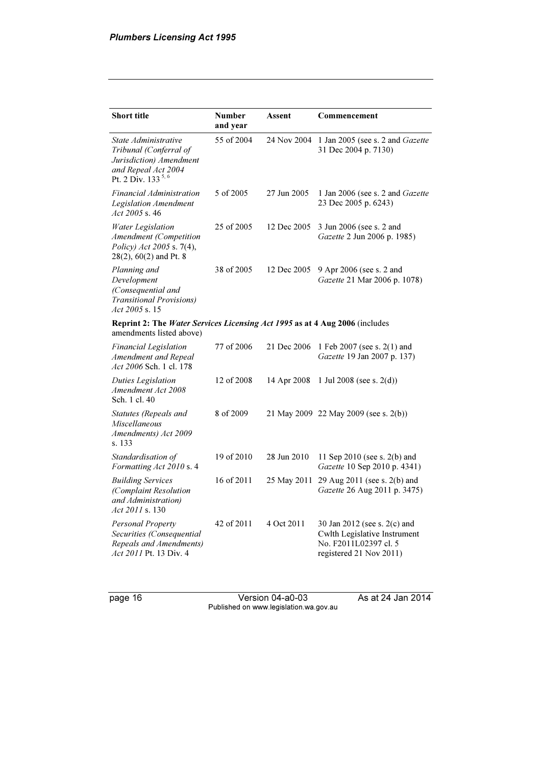| Short title | Number and year | Assent | Commencement |
|---|---|---|---|
| *State Administrative Tribunal (Conferral of Jurisdiction) Amendment and Repeal Act 2004* Pt. 2 Div. 133 [5, 6] | 55 of 2004 | 24 Nov 2004 | 1 Jan 2005 (see s. 2 and *Gazette* 31 Dec 2004 p. 7130) |
| *Financial Administration Legislation Amendment Act 2005* s. 46 | 5 of 2005 | 27 Jun 2005 | 1 Jan 2006 (see s. 2 and *Gazette* 23 Dec 2005 p. 6243) |
| *Water Legislation Amendment (Competition Policy) Act 2005* s. 7(4), 28(2), 60(2) and Pt. 8 | 25 of 2005 | 12 Dec 2005 | 3 Jun 2006 (see s. 2 and *Gazette* 2 Jun 2006 p. 1985) |
| *Planning and Development (Consequential and Transitional Provisions) Act 2005* s. 15 | 38 of 2005 | 12 Dec 2005 | 9 Apr 2006 (see s. 2 and *Gazette* 21 Mar 2006 p. 1078) |
| **Reprint 2: The *Water Services Licensing Act 1995* as at 4 Aug 2006** (includes amendments listed above) | | | |
| *Financial Legislation Amendment and Repeal Act 2006* Sch. 1 cl. 178 | 77 of 2006 | 21 Dec 2006 | 1 Feb 2007 (see s. 2(1) and *Gazette* 19 Jan 2007 p. 137) |
| *Duties Legislation Amendment Act 2008* Sch. 1 cl. 40 | 12 of 2008 | 14 Apr 2008 | 1 Jul 2008 (see s. 2(d)) |
| *Statutes (Repeals and Miscellaneous Amendments) Act 2009* s. 133 | 8 of 2009 | 21 May 2009 | 22 May 2009 (see s. 2(b)) |
| *Standardisation of Formatting Act 2010* s. 4 | 19 of 2010 | 28 Jun 2010 | 11 Sep 2010 (see s. 2(b) and *Gazette* 10 Sep 2010 p. 4341) |
| *Building Services (Complaint Resolution and Administration) Act 2011* s. 130 | 16 of 2011 | 25 May 2011 | 29 Aug 2011 (see s. 2(b) and *Gazette* 26 Aug 2011 p. 3475) |
| *Personal Property Securities (Consequential Repeals and Amendments) Act 2011* Pt. 13 Div. 4 | 42 of 2011 | 4 Oct 2011 | 30 Jan 2012 (see s. 2(c) and Cwlth Legislative Instrument No. F2011L02397 cl. 5 registered 21 Nov 2011) |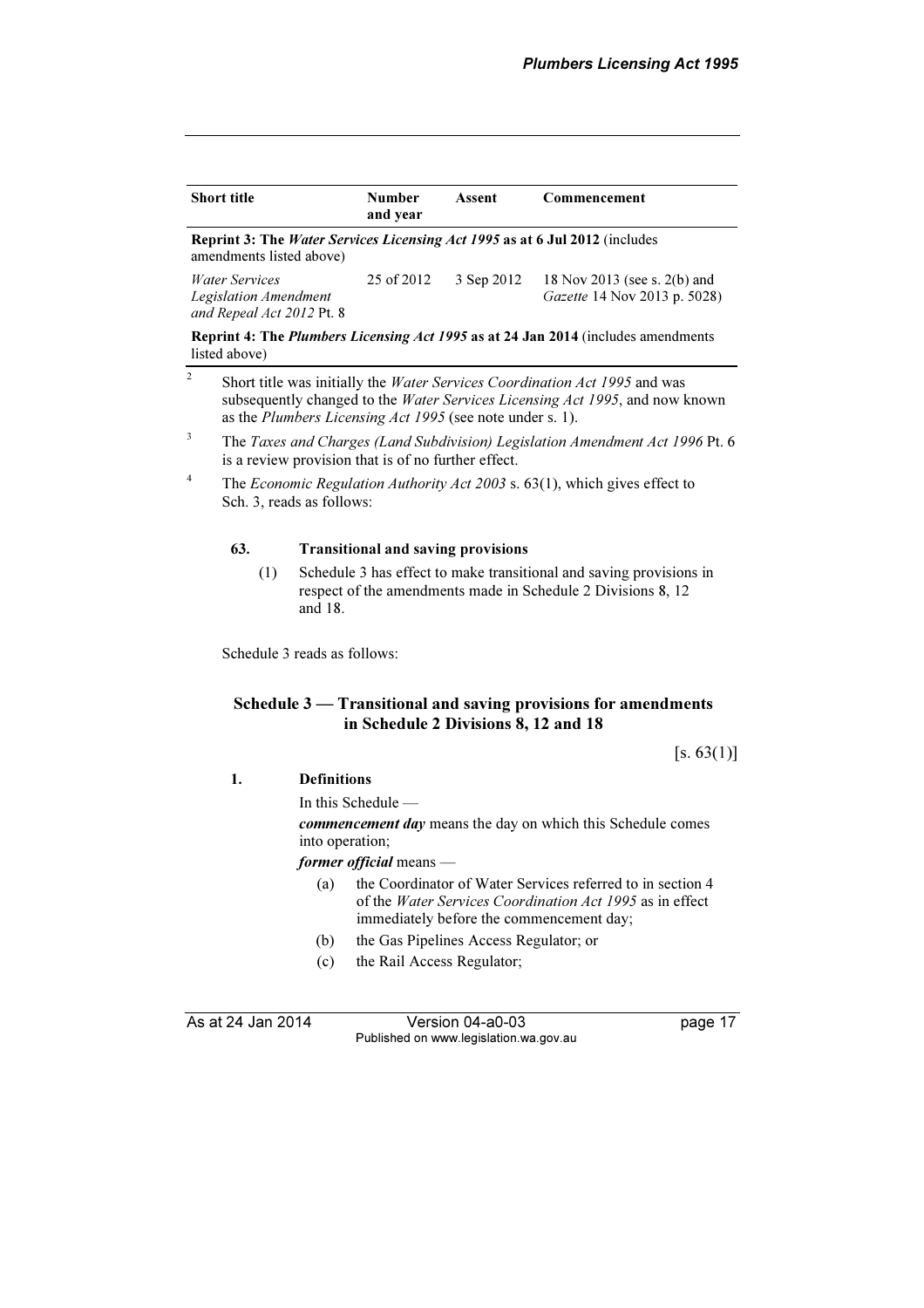| Short title | Number and year | Assent | Commencement |
|---|---|---|---|
| **Reprint 3: The *Water Services Licensing Act 1995* as at 6 Jul 2012** (includes amendments listed above) | | | |
| *Water Services Legislation Amendment and Repeal Act 2012* Pt. 8 | 25 of 2012 | 3 Sep 2012 | 18 Nov 2013 (see s. 2(b) and *Gazette* 14 Nov 2013 p. 5028) |
| **Reprint 4: The *Plumbers Licensing Act 1995* as at 24 Jan 2014** (includes amendments listed above) | | | |

[2] Short title was initially the *Water Services Coordination Act 1995* and was subsequently changed to the *Water Services Licensing Act 1995*, and now known as the *Plumbers Licensing Act 1995* (see note under s. 1).

[3] The *Taxes and Charges (Land Subdivision) Legislation Amendment Act 1996* Pt. 6 is a review provision that is of no further effect.

[4] The *Economic Regulation Authority Act 2003* s. 63(1), which gives effect to Sch. 3, reads as follows:

**63. Transitional and saving provisions**

(1) Schedule 3 has effect to make transitional and saving provisions in respect of the amendments made in Schedule 2 Divisions 8, 12 and 18.

Schedule 3 reads as follows:

## Schedule 3 — Transitional and saving provisions for amendments in Schedule 2 Divisions 8, 12 and 18

[s. 63(1)]

**1. Definitions**

In this Schedule —

***commencement day*** means the day on which this Schedule comes into operation;

***former official*** means —

(a) the Coordinator of Water Services referred to in section 4 of the *Water Services Coordination Act 1995* as in effect immediately before the commencement day;

(b) the Gas Pipelines Access Regulator; or

(c) the Rail Access Regulator;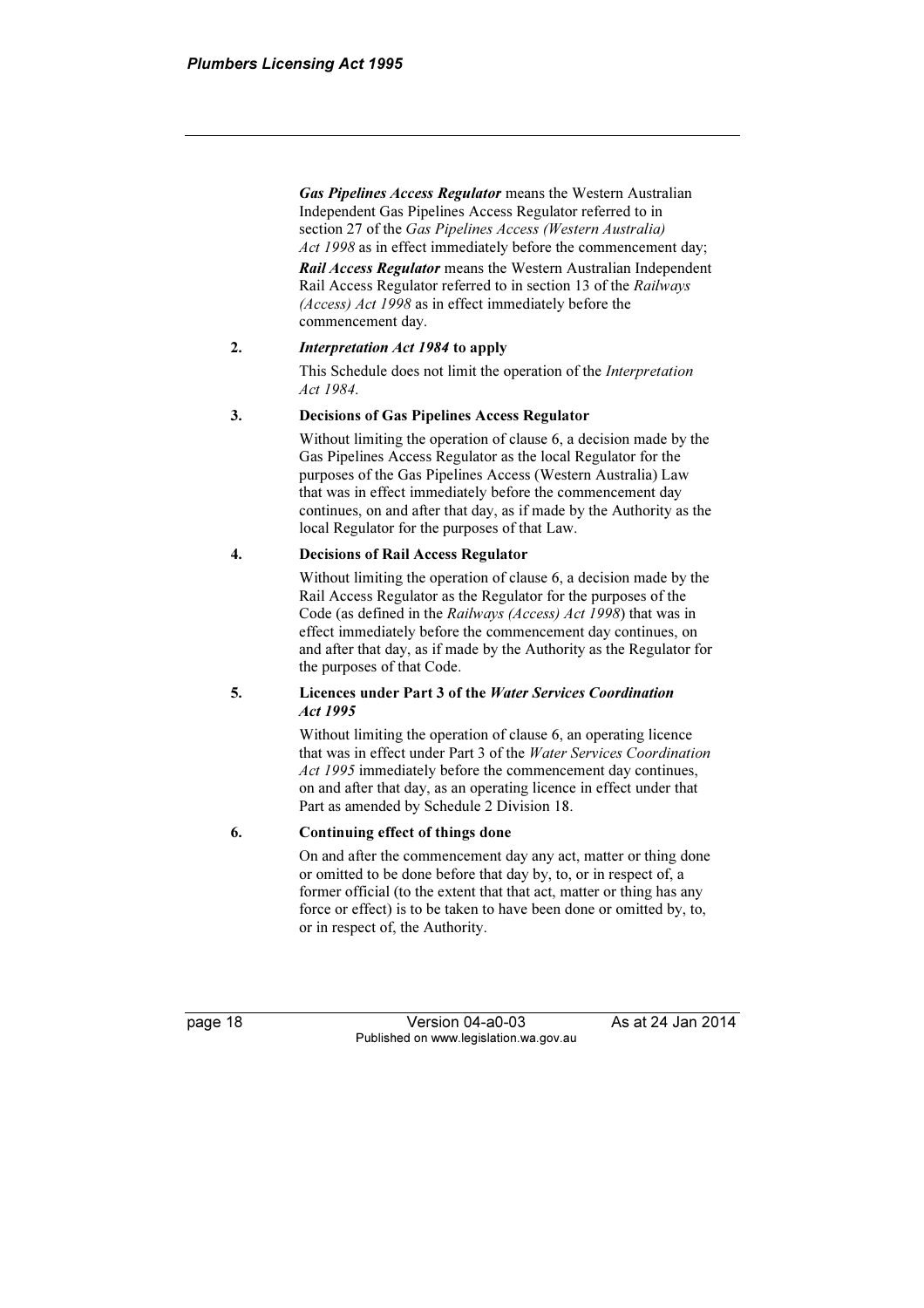***Gas Pipelines Access Regulator*** means the Western Australian Independent Gas Pipelines Access Regulator referred to in section 27 of the *Gas Pipelines Access (Western Australia) Act 1998* as in effect immediately before the commencement day;

***Rail Access Regulator*** means the Western Australian Independent Rail Access Regulator referred to in section 13 of the *Railways (Access) Act 1998* as in effect immediately before the commencement day.

**2. *Interpretation Act 1984* to apply**

This Schedule does not limit the operation of the *Interpretation Act 1984*.

**3. Decisions of Gas Pipelines Access Regulator**

Without limiting the operation of clause 6, a decision made by the Gas Pipelines Access Regulator as the local Regulator for the purposes of the Gas Pipelines Access (Western Australia) Law that was in effect immediately before the commencement day continues, on and after that day, as if made by the Authority as the local Regulator for the purposes of that Law.

**4. Decisions of Rail Access Regulator**

Without limiting the operation of clause 6, a decision made by the Rail Access Regulator as the Regulator for the purposes of the Code (as defined in the *Railways (Access) Act 1998*) that was in effect immediately before the commencement day continues, on and after that day, as if made by the Authority as the Regulator for the purposes of that Code.

**5. Licences under Part 3 of the *Water Services Coordination Act 1995***

Without limiting the operation of clause 6, an operating licence that was in effect under Part 3 of the *Water Services Coordination Act 1995* immediately before the commencement day continues, on and after that day, as an operating licence in effect under that Part as amended by Schedule 2 Division 18.

**6. Continuing effect of things done**

On and after the commencement day any act, matter or thing done or omitted to be done before that day by, to, or in respect of, a former official (to the extent that that act, matter or thing has any force or effect) is to be taken to have been done or omitted by, to, or in respect of, the Authority.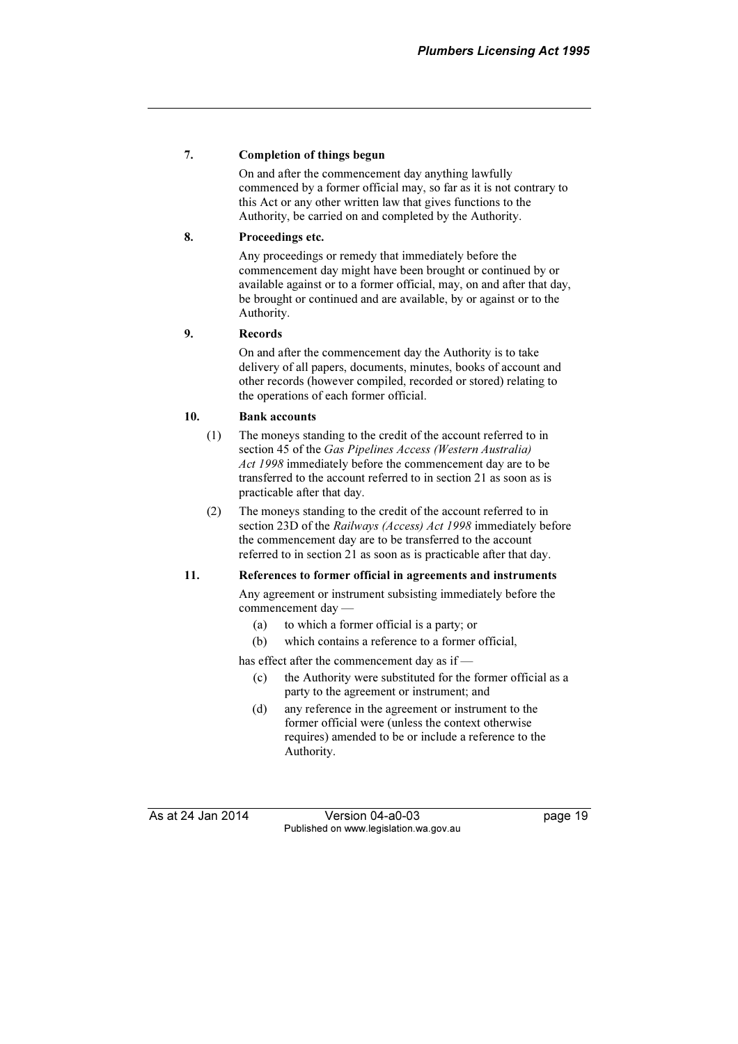**7. Completion of things begun**

On and after the commencement day anything lawfully commenced by a former official may, so far as it is not contrary to this Act or any other written law that gives functions to the Authority, be carried on and completed by the Authority.

**8. Proceedings etc.**

Any proceedings or remedy that immediately before the commencement day might have been brought or continued by or available against or to a former official, may, on and after that day, be brought or continued and are available, by or against or to the Authority.

**9. Records**

On and after the commencement day the Authority is to take delivery of all papers, documents, minutes, books of account and other records (however compiled, recorded or stored) relating to the operations of each former official.

**10. Bank accounts**

(1) The moneys standing to the credit of the account referred to in section 45 of the *Gas Pipelines Access (Western Australia) Act 1998* immediately before the commencement day are to be transferred to the account referred to in section 21 as soon as is practicable after that day.

(2) The moneys standing to the credit of the account referred to in section 23D of the *Railways (Access) Act 1998* immediately before the commencement day are to be transferred to the account referred to in section 21 as soon as is practicable after that day.

**11. References to former official in agreements and instruments**

Any agreement or instrument subsisting immediately before the commencement day —

(a) to which a former official is a party; or

(b) which contains a reference to a former official,

has effect after the commencement day as if —

(c) the Authority were substituted for the former official as a party to the agreement or instrument; and

(d) any reference in the agreement or instrument to the former official were (unless the context otherwise requires) amended to be or include a reference to the Authority.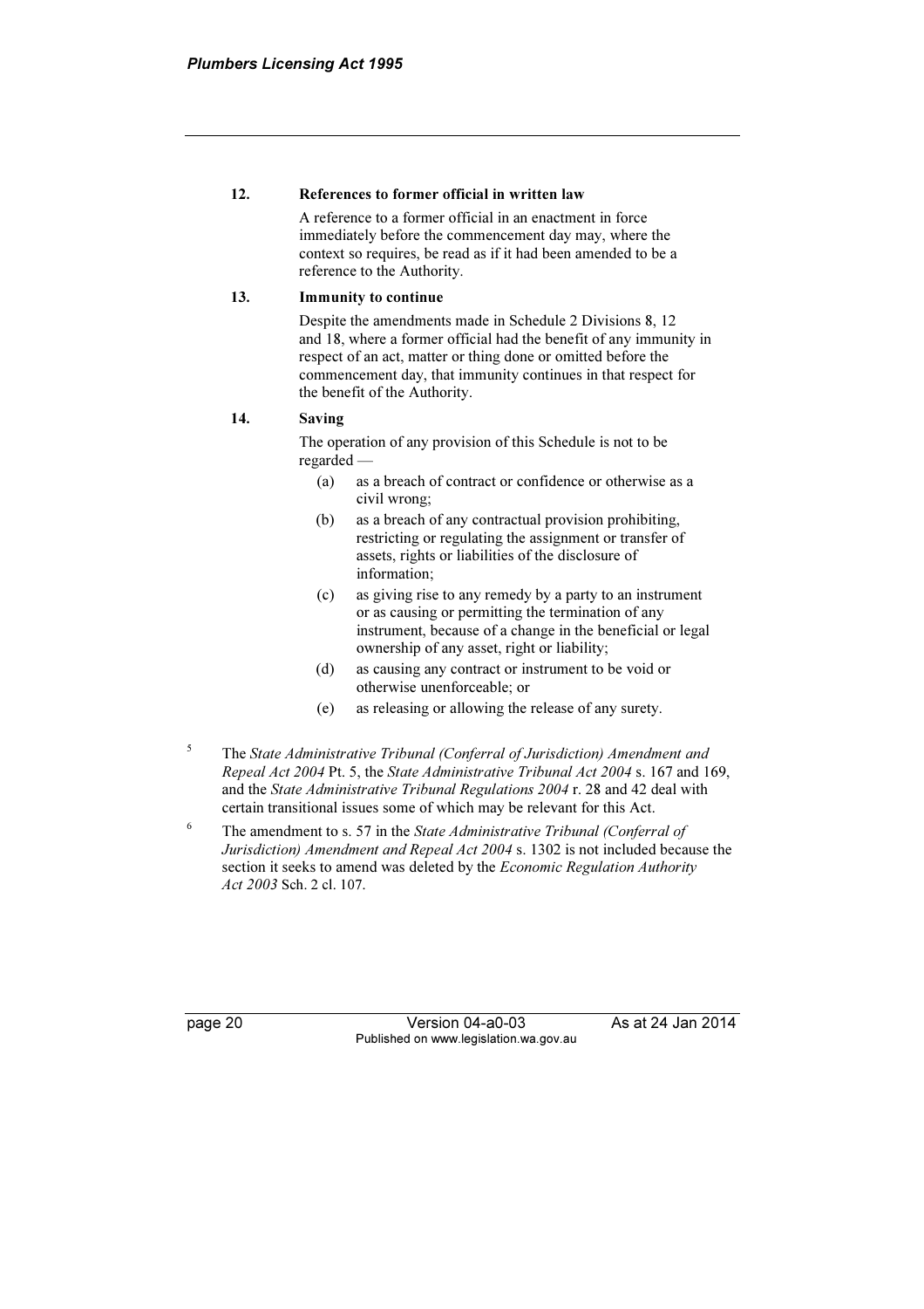**12. References to former official in written law**

A reference to a former official in an enactment in force immediately before the commencement day may, where the context so requires, be read as if it had been amended to be a reference to the Authority.

**13. Immunity to continue**

Despite the amendments made in Schedule 2 Divisions 8, 12 and 18, where a former official had the benefit of any immunity in respect of an act, matter or thing done or omitted before the commencement day, that immunity continues in that respect for the benefit of the Authority.

**14. Saving**

The operation of any provision of this Schedule is not to be regarded —

(a) as a breach of contract or confidence or otherwise as a civil wrong;

(b) as a breach of any contractual provision prohibiting, restricting or regulating the assignment or transfer of assets, rights or liabilities of the disclosure of information;

(c) as giving rise to any remedy by a party to an instrument or as causing or permitting the termination of any instrument, because of a change in the beneficial or legal ownership of any asset, right or liability;

(d) as causing any contract or instrument to be void or otherwise unenforceable; or

(e) as releasing or allowing the release of any surety.

[5] The *State Administrative Tribunal (Conferral of Jurisdiction) Amendment and Repeal Act 2004* Pt. 5, the *State Administrative Tribunal Act 2004* s. 167 and 169, and the *State Administrative Tribunal Regulations 2004* r. 28 and 42 deal with certain transitional issues some of which may be relevant for this Act.

[6] The amendment to s. 57 in the *State Administrative Tribunal (Conferral of Jurisdiction) Amendment and Repeal Act 2004* s. 1302 is not included because the section it seeks to amend was deleted by the *Economic Regulation Authority Act 2003* Sch. 2 cl. 107.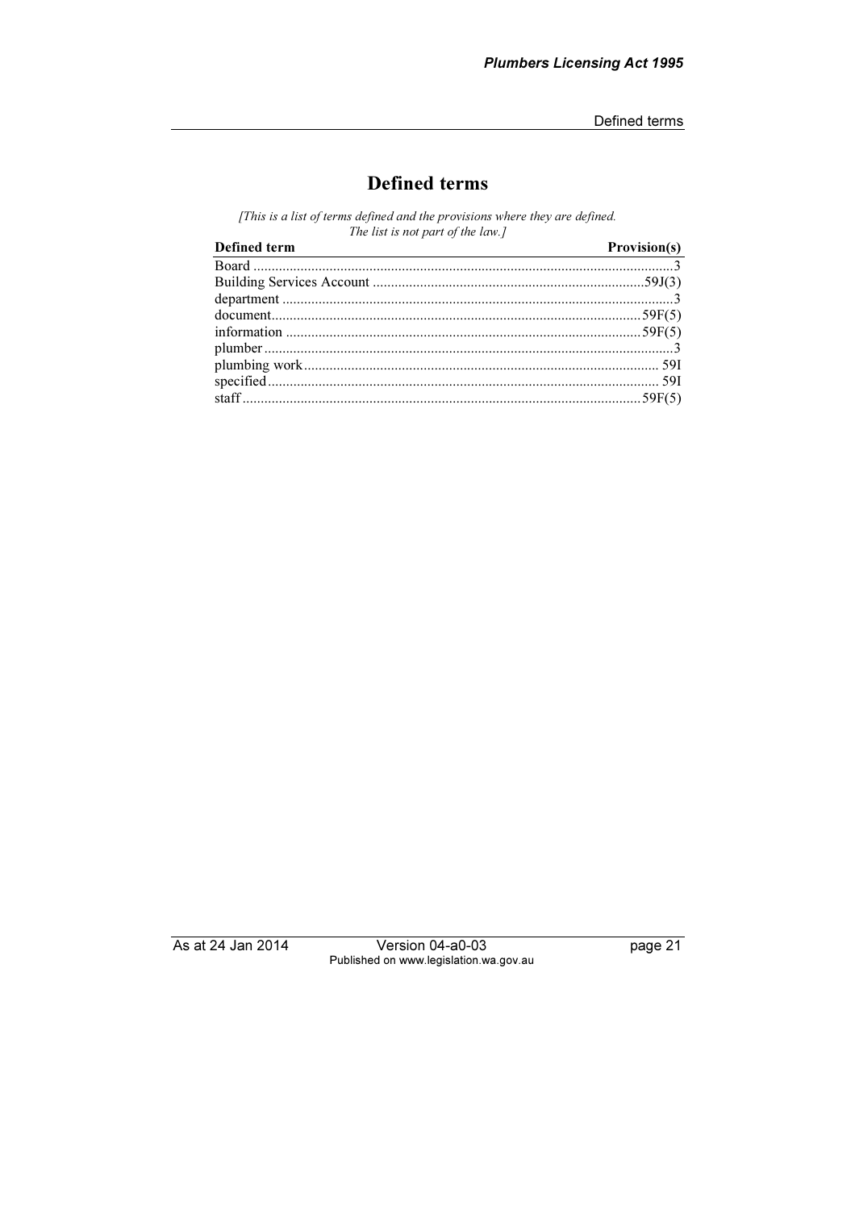# Defined terms

*[This is a list of terms defined and the provisions where they are defined. The list is not part of the law.]*

| Defined term | Provision(s) |
| --- | --- |
| Board | 3 |
| Building Services Account | 59J(3) |
| department | 3 |
| document | 59F(5) |
| information | 59F(5) |
| plumber | 3 |
| plumbing work | 59I |
| specified | 59I |
| staff | 59F(5) |